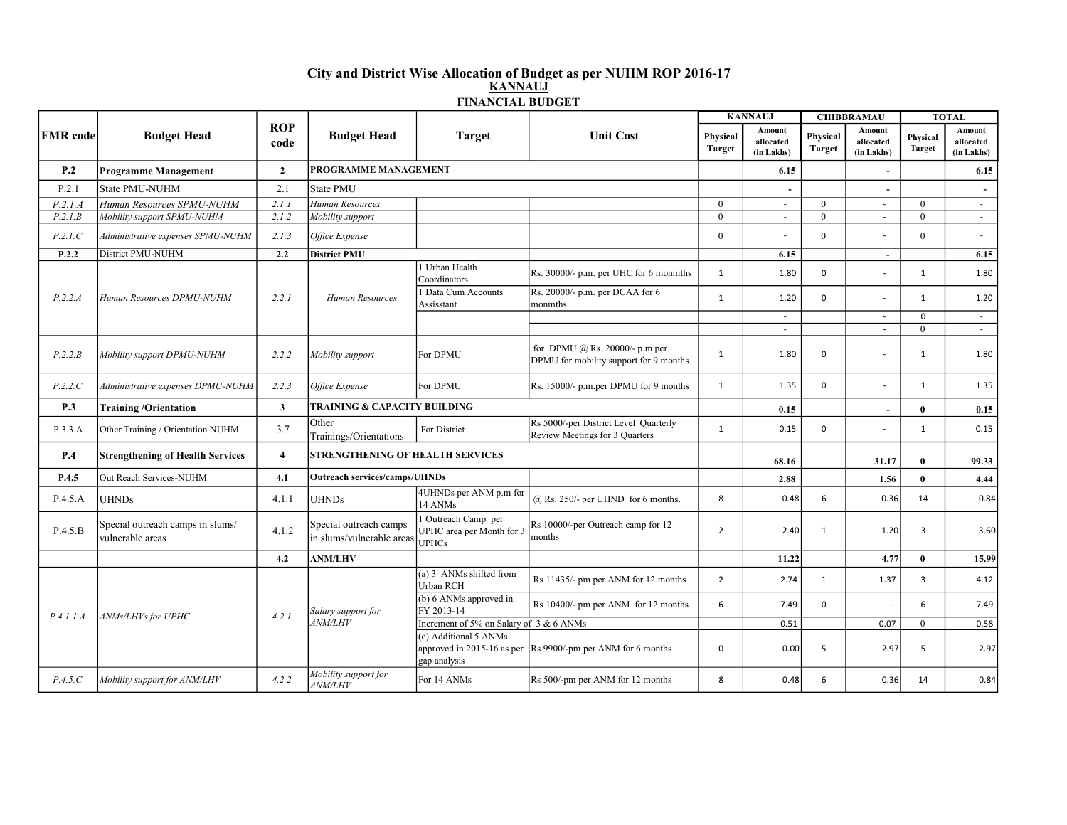## City and District Wise Allocation of Budget as per NUHM ROP 2016-17

### KANNAUJ

### FINANCIAL BUDGET

| FMR code | Budget Head | ROP code | Budget Head | Target | Unit Cost | KANNAUJ | | CHIBBRAMAU | | TOTAL | |
|---|---|---|---|---|---|---|---|---|---|---|---|
| | | | | | | Physical Target | Amount allocated (in Lakhs) | Physical Target | Amount allocated (in Lakhs) | Physical Target | Amount allocated (in Lakhs) |
| **P.2** | **Programme Management** | **2** | **PROGRAMME MANAGEMENT** | | | | **6.15** | | **-** | | **6.15** |
| P.2.1 | State PMU-NUHM | 2.1 | State PMU | | | | - | | - | | - |
| *P.2.1.A* | *Human Resources SPMU-NUHM* | *2.1.1* | *Human Resources* | | | 0 | - | 0 | - | 0 | - |
| *P.2.1.B* | *Mobility support SPMU-NUHM* | *2.1.2* | *Mobility support* | | | 0 | - | 0 | - | 0 | - |
| *P.2.1.C* | *Administrative expenses SPMU-NUHM* | *2.1.3* | *Office Expense* | | | 0 | - | 0 | - | 0 | - |
| **P.2.2** | District PMU-NUHM | **2.2** | **District PMU** | | | | **6.15** | | **-** | | **6.15** |
| *P.2.2.A* | *Human Resources DPMU-NUHM* | *2.2.1* | *Human Resources* | 1 Urban Health Coordinators | Rs. 30000/- p.m. per UHC for 6 monmths | 1 | 1.80 | 0 | - | 1 | 1.80 |
| | | | | 1 Data Cum Accounts Assisstant | Rs. 20000/- p.m. per DCAA for 6 monmths | 1 | 1.20 | 0 | - | 1 | 1.20 |
| | | | | | | | - | | - | 0 | - |
| | | | | | | | - | | - | 0 | - |
| *P.2.2.B* | *Mobility support DPMU-NUHM* | *2.2.2* | *Mobility support* | For DPMU | for DPMU @ Rs. 20000/- p.m per DPMU for mobility support for 9 months. | 1 | 1.80 | 0 | - | 1 | 1.80 |
| *P.2.2.C* | *Administrative expenses DPMU-NUHM* | *2.2.3* | *Office Expense* | For DPMU | Rs. 15000/- p.m.per DPMU for 9 months | 1 | 1.35 | 0 | - | 1 | 1.35 |
| **P.3** | **Training /Orientation** | **3** | **TRAINING & CAPACITY BUILDING** | | | | **0.15** | | **-** | **0** | **0.15** |
| P.3.3.A | Other Training / Orientation NUHM | 3.7 | Other Trainings/Orientations | For District | Rs 5000/-per District Level Quarterly Review Meetings for 3 Quarters | 1 | 0.15 | 0 | - | 1 | 0.15 |
| **P.4** | **Strengthening of Health Services** | **4** | **STRENGTHENING OF HEALTH SERVICES** | | | | **68.16** | | **31.17** | **0** | **99.33** |
| **P.4.5** | Out Reach Services-NUHM | **4.1** | **Outreach services/camps/UHNDs** | | | | **2.88** | | **1.56** | **0** | **4.44** |
| P.4.5.A | UHNDs | 4.1.1 | UHNDs | 4UHNDs per ANM p.m for 14 ANMs | @ Rs. 250/- per UHND for 6 months. | 8 | 0.48 | 6 | 0.36 | 14 | 0.84 |
| P.4.5.B | Special outreach camps in slums/ vulnerable areas | 4.1.2 | Special outreach camps in slums/vulnerable areas | 1 Outreach Camp per UPHC area per Month for 3 UPHCs | Rs 10000/-per Outreach camp for 12 months | 2 | 2.40 | 1 | 1.20 | 3 | 3.60 |
| | | **4.2** | **ANM/LHV** | | | | **11.22** | | **4.77** | **0** | **15.99** |
| *P.4.1.1.A* | *ANMs/LHVs for UPHC* | *4.2.1* | *Salary support for ANM/LHV* | (a) 3 ANMs shifted from Urban RCH | Rs 11435/- pm per ANM for 12 months | 2 | 2.74 | 1 | 1.37 | 3 | 4.12 |
| | | | | (b) 6 ANMs approved in FY 2013-14 | Rs 10400/- pm per ANM for 12 months | 6 | 7.49 | 0 | - | 6 | 7.49 |
| | | | | Increment of 5% on Salary of 3 & 6 ANMs | | | 0.51 | | 0.07 | 0 | 0.58 |
| | | | | (c) Additional 5 ANMs approved in 2015-16 as per gap analysis | Rs 9900/-pm per ANM for 6 months | 0 | 0.00 | 5 | 2.97 | 5 | 2.97 |
| *P.4.5.C* | *Mobility support for ANM/LHV* | *4.2.2* | *Mobility support for ANM/LHV* | For 14 ANMs | Rs 500/-pm per ANM for 12 months | 8 | 0.48 | 6 | 0.36 | 14 | 0.84 |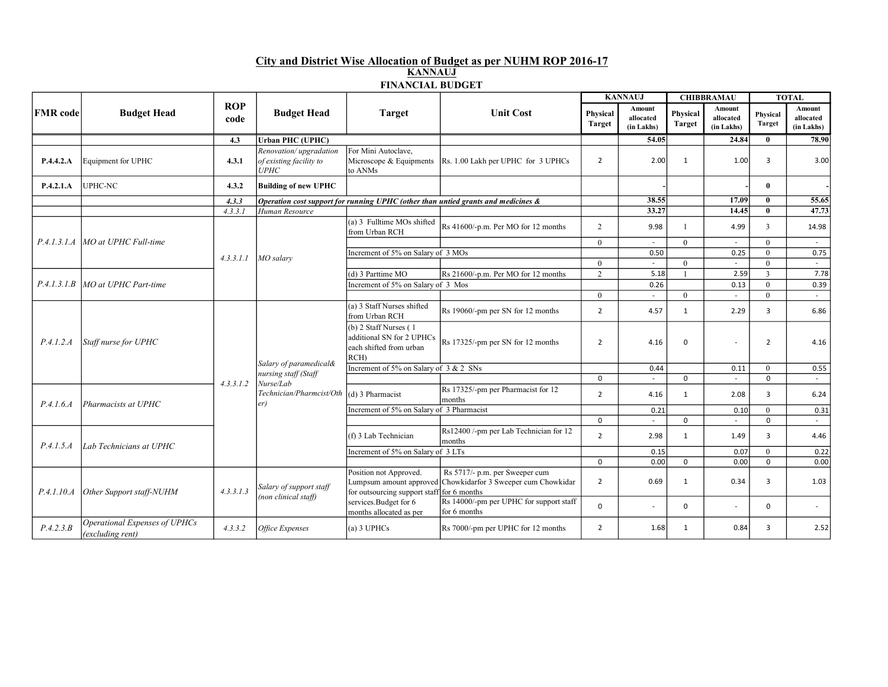## City and District Wise Allocation of Budget as per NUHM ROP 2016-17

### KANNAUJ

### FINANCIAL BUDGET

| FMR code | Budget Head | ROP code | Budget Head | Target | Unit Cost | KANNAUJ | | CHIBBRAMAU | | TOTAL | |
|---|---|---|---|---|---|---|---|---|---|---|---|
| | | | | | | Physical Target | Amount allocated (in Lakhs) | Physical Target | Amount allocated (in Lakhs) | Physical Target | Amount allocated (in Lakhs) |
| | | **4.3** | **Urban PHC (UPHC)** | | | | **54.05** | | **24.84** | **0** | **78.90** |
| **P.4.4.2.A** | Equipment for UPHC | **4.3.1** | *Renovation/ upgradation of existing facility to UPHC* | For Mini Autoclave, Microscope & Equipments to ANMs | Rs. 1.00 Lakh per UPHC for 3 UPHCs | 2 | 2.00 | 1 | 1.00 | 3 | 3.00 |
| **P.4.2.1.A** | UPHC-NC | **4.3.2** | **Building of new UPHC** | | | | - | | - | **0** | - |
| | | ***4.3.3*** | ***Operation cost support for running UPHC (other than untied grants and medicines &*** | | | | **38.55** | | **17.09** | **0** | **55.65** |
| | | *4.3.3.1* | *Human Resource* | | | | **33.27** | | **14.45** | **0** | **47.73** |
| *P.4.1.3.1.A* | *MO at UPHC Full-time* | *4.3.3.1.1* | *MO salary* | (a) 3 Fulltime MOs shifted from Urban RCH | Rs 41600/-p.m. Per MO for 12 months | 2 | 9.98 | 1 | 4.99 | 3 | 14.98 |
| | | | | | | 0 | - | 0 | - | 0 | - |
| | | | | Increment of 5% on Salary of 3 MOs | | | 0.50 | | 0.25 | 0 | 0.75 |
| | | | | | | 0 | - | 0 | - | 0 | - |
| *P.4.1.3.1.B* | *MO at UPHC Part-time* | | | (d) 3 Parttime MO | Rs 21600/-p.m. Per MO for 12 months | 2 | 5.18 | 1 | 2.59 | 3 | 7.78 |
| | | | | Increment of 5% on Salary of 3 Mos | | | 0.26 | | 0.13 | 0 | 0.39 |
| | | | | | | 0 | - | 0 | - | 0 | - |
| *P.4.1.2.A* | *Staff nurse for UPHC* | *4.3.3.1.2* | *Salary of paramedical& nursing staff (Staff Nurse/Lab Technician/Pharmcist/Other)* | (a) 3 Staff Nurses shifted from Urban RCH | Rs 19060/-pm per SN for 12 months | 2 | 4.57 | 1 | 2.29 | 3 | 6.86 |
| | | | | (b) 2 Staff Nurses ( 1 additional SN for 2 UPHCs each shifted from urban RCH) | Rs 17325/-pm per SN for 12 months | 2 | 4.16 | 0 | - | 2 | 4.16 |
| | | | | Increment of 5% on Salary of 3 & 2 SNs | | | 0.44 | | 0.11 | 0 | 0.55 |
| | | | | | | 0 | - | 0 | - | 0 | - |
| *P.4.1.6.A* | *Pharmacists at UPHC* | | | (d) 3 Pharmacist | Rs 17325/-pm per Pharmacist for 12 months | 2 | 4.16 | 1 | 2.08 | 3 | 6.24 |
| | | | | Increment of 5% on Salary of 3 Pharmacist | | | 0.21 | | 0.10 | 0 | 0.31 |
| | | | | | | 0 | - | 0 | - | 0 | - |
| *P.4.1.5.A* | *Lab Technicians at UPHC* | | | (f) 3 Lab Technician | Rs12400 /-pm per Lab Technician for 12 months | 2 | 2.98 | 1 | 1.49 | 3 | 4.46 |
| | | | | Increment of 5% on Salary of 3 LTs | | | 0.15 | | 0.07 | 0 | 0.22 |
| | | | | | | 0 | 0.00 | 0 | 0.00 | 0 | 0.00 |
| *P.4.1.10.A* | *Other Support staff-NUHM* | *4.3.3.1.3* | *Salary of support staff (non clinical staff)* | Position not Approved. Lumpsum amount approved for outsourcing support staff services.Budget for 6 months allocated as per | Rs 5717/- p.m. per Sweeper cum Chowkidarfor 3 Sweeper cum Chowkidar for 6 months | 2 | 0.69 | 1 | 0.34 | 3 | 1.03 |
| | | | | | Rs 14000/-pm per UPHC for support staff for 6 months | 0 | - | 0 | - | 0 | - |
| *P.4.2.3.B* | *Operational Expenses of UPHCs (excluding rent)* | *4.3.3.2* | *Office Expenses* | (a) 3 UPHCs | Rs 7000/-pm per UPHC for 12 months | 2 | 1.68 | 1 | 0.84 | 3 | 2.52 |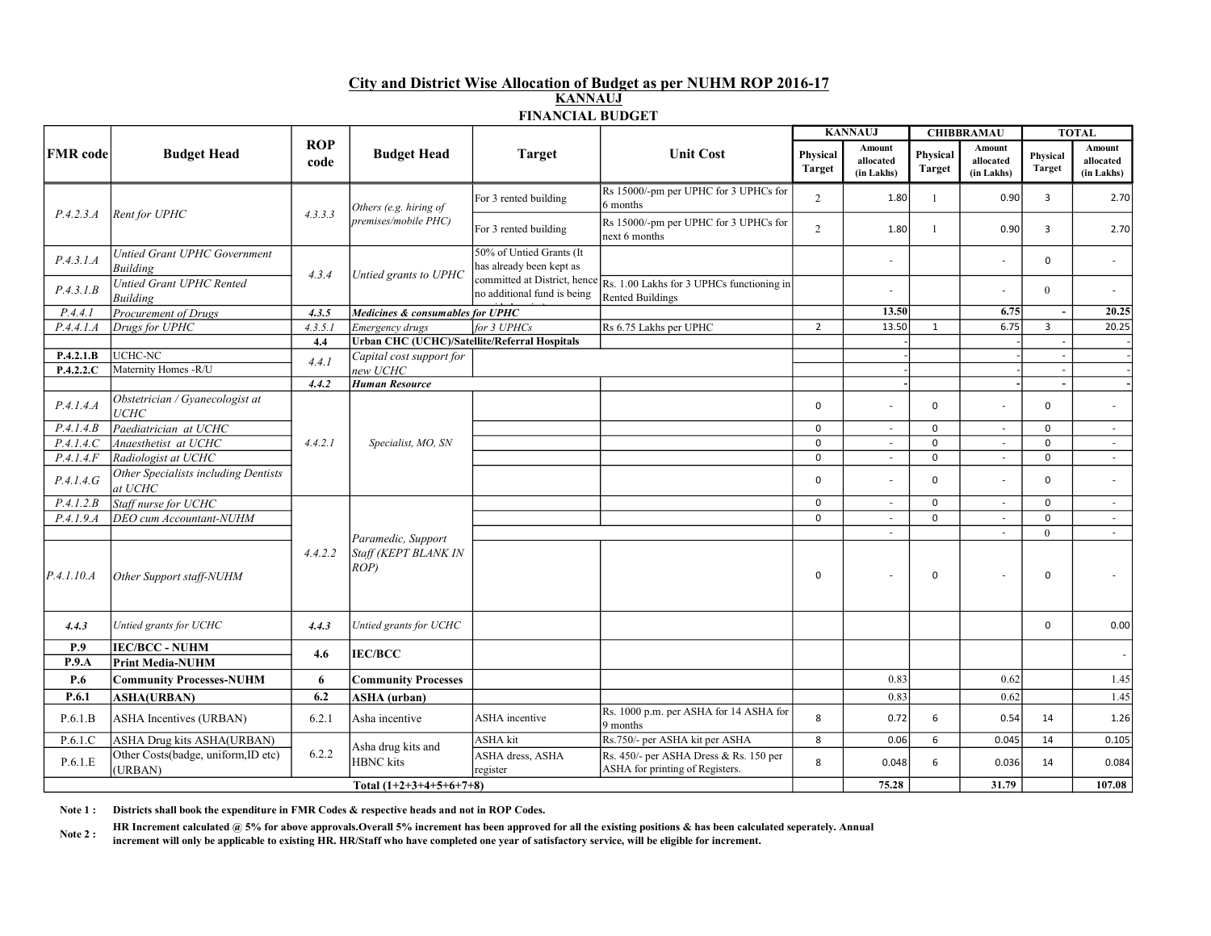## City and District Wise Allocation of Budget as per NUHM ROP 2016-17

### KANNAUJ

### FINANCIAL BUDGET

| FMR code | Budget Head | ROP code | Budget Head | Target | Unit Cost | KANNAUJ | | CHIBBRAMAU | | TOTAL | |
|---|---|---|---|---|---|---|---|---|---|---|---|
| | | | | | | Physical Target | Amount allocated (in Lakhs) | Physical Target | Amount allocated (in Lakhs) | Physical Target | Amount allocated (in Lakhs) |
| P.4.2.3.A | Rent for UPHC | 4.3.3.3 | Others (e.g. hiring of premises/mobile PHC) | For 3 rented building | Rs 15000/-pm per UPHC for 3 UPHCs for 6 months | 2 | 1.80 | 1 | 0.90 | 3 | 2.70 |
| | | | | For 3 rented building | Rs 15000/-pm per UPHC for 3 UPHCs for next 6 months | 2 | 1.80 | 1 | 0.90 | 3 | 2.70 |
| P.4.3.1.A | Untied Grant UPHC Government Building | 4.3.4 | Untied grants to UPHC | 50% of Untied Grants (It has already been kept as committed at District, hence no additional fund is being | | | - | | - | 0 | - |
| P.4.3.1.B | Untied Grant UPHC Rented Building | | | | Rs. 1.00 Lakhs for 3 UPHCs functioning in Rented Buildings | | - | | - | 0 | - |
| P.4.4.1 | Procurement of Drugs | **4.3.5** | **Medicines & consumables for UPHC** | | | | **13.50** | | **6.75** | **-** | **20.25** |
| P.4.4.1.A | Drugs for UPHC | 4.3.5.1 | Emergency drugs | for 3 UPHCs | Rs 6.75 Lakhs per UPHC | 2 | 13.50 | 1 | 6.75 | 3 | 20.25 |
| | | **4.4** | **Urban CHC (UCHC)/Satellite/Referral Hospitals** | | | | - | | - | - | - |
| **P.4.2.1.B** | UCHC-NC | 4.4.1 | Capital cost support for new UCHC | | | | - | | - | - | - |
| **P.4.2.2.C** | Maternity Homes -R/U | | | | | | - | | - | - | - |
| | | **4.4.2** | **Human Resource** | | | | **-** | | **-** | **-** | **-** |
| P.4.1.4.A | Obstetrician / Gyanecologist at UCHC | 4.4.2.1 | Specialist, MO, SN | | | 0 | - | 0 | - | 0 | - |
| P.4.1.4.B | Paediatrician at UCHC | | | | | 0 | - | 0 | - | 0 | - |
| P.4.1.4.C | Anaesthetist at UCHC | | | | | 0 | - | 0 | - | 0 | - |
| P.4.1.4.F | Radiologist at UCHC | | | | | 0 | - | 0 | - | 0 | - |
| P.4.1.4.G | Other Specialists including Dentists at UCHC | | | | | 0 | - | 0 | - | 0 | - |
| P.4.1.2.B | Staff nurse for UCHC | 4.4.2.2 | Paramedic, Support Staff (KEPT BLANK IN ROP) | | | 0 | - | 0 | - | 0 | - |
| P.4.1.9.A | DEO cum Accountant-NUHM | | | | | 0 | - | 0 | - | 0 | - |
| | | | | | | | - | | - | 0 | - |
| P.4.1.10.A | Other Support staff-NUHM | | | | | 0 | - | 0 | - | 0 | - |
| 4.4.3 | Untied grants for UCHC | **4.4.3** | Untied grants for UCHC | | | | | | | 0 | 0.00 |
| **P.9** | **IEC/BCC - NUHM** | **4.6** | **IEC/BCC** | | | | | | | | - |
| **P.9.A** | **Print Media-NUHM** | | | | | | | | | | |
| **P.6** | **Community Processes-NUHM** | **6** | **Community Processes** | | | | 0.83 | | 0.62 | | 1.45 |
| **P.6.1** | **ASHA(URBAN)** | **6.2** | **ASHA (urban)** | | | | 0.83 | | 0.62 | | 1.45 |
| P.6.1.B | ASHA Incentives (URBAN) | 6.2.1 | Asha incentive | ASHA incentive | Rs. 1000 p.m. per ASHA for 14 ASHA for 9 months | 8 | 0.72 | 6 | 0.54 | 14 | 1.26 |
| P.6.1.C | ASHA Drug kits ASHA(URBAN) | 6.2.2 | Asha drug kits and HBNC kits | ASHA kit | Rs.750/- per ASHA kit per ASHA | 8 | 0.06 | 6 | 0.045 | 14 | 0.105 |
| P.6.1.E | Other Costs(badge, uniform,ID etc) (URBAN) | | | ASHA dress, ASHA register | Rs. 450/- per ASHA Dress & Rs. 150 per ASHA for printing of Registers. | 8 | 0.048 | 6 | 0.036 | 14 | 0.084 |
| | | | **Total (1+2+3+4+5+6+7+8)** | | | | **75.28** | | **31.79** | | **107.08** |

**Note 1 :** **Districts shall book the expenditure in FMR Codes & respective heads and not in ROP Codes.**

**Note 2 :** **HR Increment calculated @ 5% for above approvals.Overall 5% increment has been approved for all the existing positions & has been calculated seperately. Annual increment will only be applicable to existing HR. HR/Staff who have completed one year of satisfactory service, will be eligible for increment.**